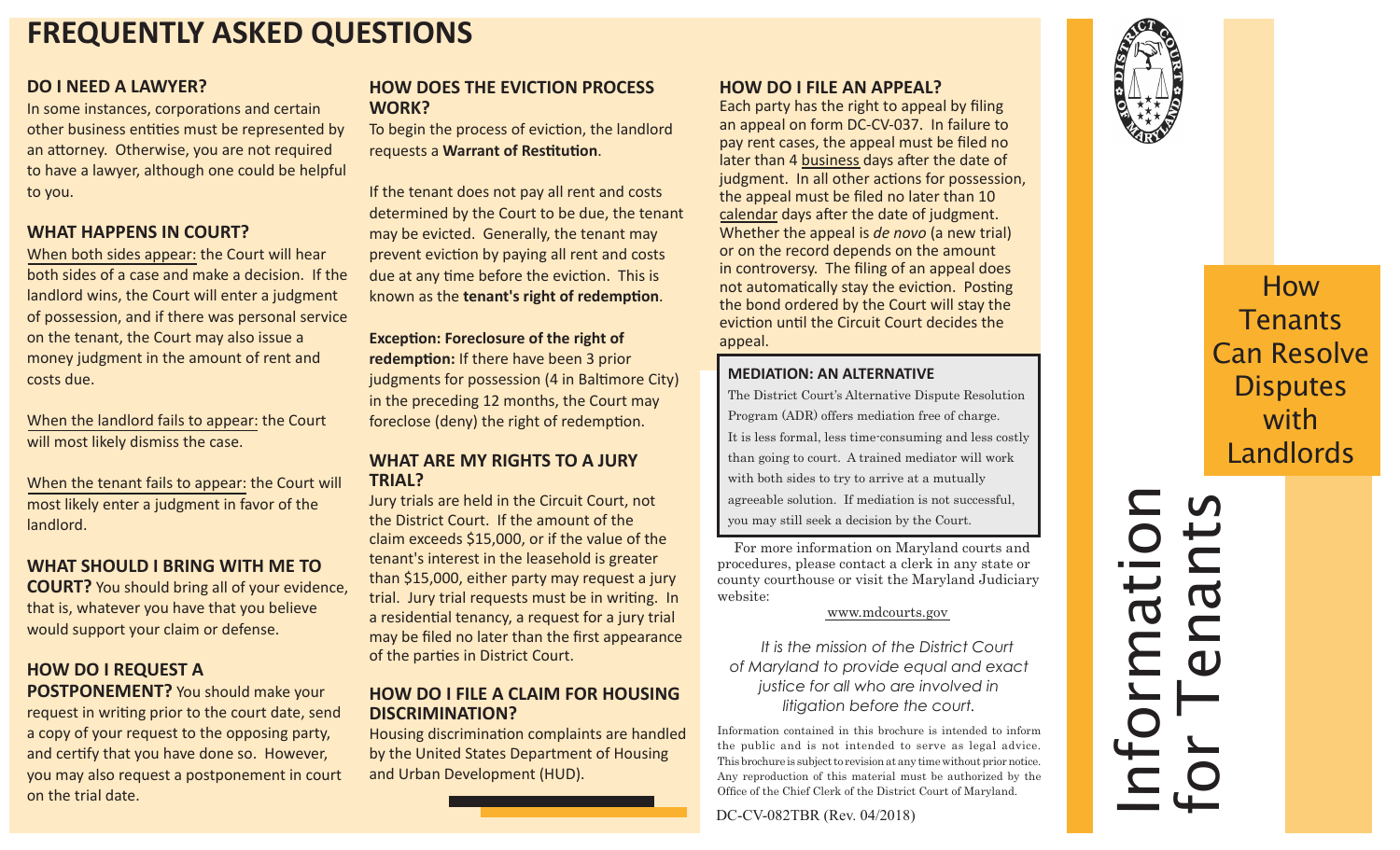# FREQUENTLY ASKED QUESTIONS

### DO I NEED A LAWYER?

In some instances, corporations and certain other business entities must be represented by an attorney. Otherwise, you are not required to have a lawyer, although one could be helpful to you.

### WHAT HAPPENS IN COURT?

When both sides appear: the Court will hear both sides of a case and make a decision. If the landlord wins, the Court will enter a judgment of possession, and if there was personal service on the tenant, the Court may also issue a money judgment in the amount of rent and costs due.

When the landlord fails to appear: the Court will most likely dismiss the case.

When the tenant fails to appear: the Court will most likely enter a judgment in favor of the landlord.

### WHAT SHOULD I BRING WITH ME TO COURT?

You should bring all of your evidence, that is, whatever you have that you believe would support your claim or defense.

### HOW DO I REQUEST A POSTPONEMENT?

You should make your request in writing prior to the court date, send a copy of your request to the opposing party, and certify that you have done so. However, you may also request a postponement in court on the trial date.

### HOW DOES THE EVICTION PROCESS WORK?

To begin the process of eviction, the landlord requests a **Warrant of Restitution**.

If the tenant does not pay all rent and costs determined by the Court to be due, the tenant may be evicted. Generally, the tenant may prevent eviction by paying all rent and costs due at any time before the eviction. This is known as the **tenant's right of redemption**.

**Exception: Foreclosure of the right of redemption:** If there have been 3 prior judgments for possession (4 in Baltimore City) in the preceding 12 months, the Court may foreclose (deny) the right of redemption.

### WHAT ARE MY RIGHTS TO A JURY TRIAL?

Jury trials are held in the Circuit Court, not the District Court. If the amount of the claim exceeds $15,000, or if the value of the tenant's interest in the leasehold is greater than $15,000, either party may request a jury trial. Jury trial requests must be in writing. In a residential tenancy, a request for a jury trial may be filed no later than the first appearance of the parties in District Court.

### HOW DO I FILE A CLAIM FOR HOUSING DISCRIMINATION?

Housing discrimination complaints are handled by the United States Department of Housing and Urban Development (HUD).

### HOW DO I FILE AN APPEAL?

Each party has the right to appeal by filing an appeal on form DC-CV-037. In failure to pay rent cases, the appeal must be filed no later than 4 business days after the date of judgment. In all other actions for possession, the appeal must be filed no later than 10 calendar days after the date of judgment. Whether the appeal is *de novo* (a new trial) or on the record depends on the amount in controversy. The filing of an appeal does not automatically stay the eviction. Posting the bond ordered by the Court will stay the eviction until the Circuit Court decides the appeal.

### MEDIATION: AN ALTERNATIVE

The District Court's Alternative Dispute Resolution Program (ADR) offers mediation free of charge. It is less formal, less time-consuming and less costly than going to court. A trained mediator will work with both sides to try to arrive at a mutually agreeable solution. If mediation is not successful, you may still seek a decision by the Court.

For more information on Maryland courts and procedures, please contact a clerk in any state or county courthouse or visit the Maryland Judiciary website:

www.mdcourts.gov

*It is the mission of the District Court of Maryland to provide equal and exact justice for all who are involved in litigation before the court.*

Information contained in this brochure is intended to inform the public and is not intended to serve as legal advice. This brochure is subject to revision at any time without prior notice. Any reproduction of this material must be authorized by the Office of the Chief Clerk of the District Court of Maryland.

DC-CV-082TBR (Rev. 04/2018)

District Court of Maryland

# How Tenants Can Resolve Disputes with Landlords

# Information for Tenants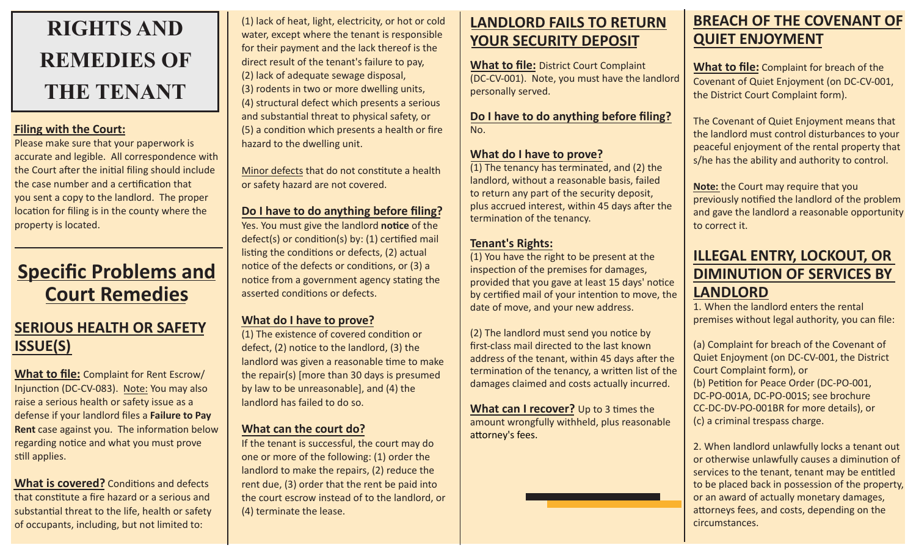# RIGHTS AND REMEDIES OF THE TENANT

**Filing with the Court:**
Please make sure that your paperwork is accurate and legible. All correspondence with the Court after the initial filing should include the case number and a certification that you sent a copy to the landlord. The proper location for filing is in the county where the property is located.

## Specific Problems and Court Remedies

### SERIOUS HEALTH OR SAFETY ISSUE(S)

**What to file:** Complaint for Rent Escrow/ Injunction (DC-CV-083). Note: You may also raise a serious health or safety issue as a defense if your landlord files a **Failure to Pay Rent** case against you. The information below regarding notice and what you must prove still applies.

**What is covered?** Conditions and defects that constitute a fire hazard or a serious and substantial threat to the life, health or safety of occupants, including, but not limited to:

(1) lack of heat, light, electricity, or hot or cold water, except where the tenant is responsible for their payment and the lack thereof is the direct result of the tenant's failure to pay,
(2) lack of adequate sewage disposal,
(3) rodents in two or more dwelling units,
(4) structural defect which presents a serious and substantial threat to physical safety, or
(5) a condition which presents a health or fire hazard to the dwelling unit.

Minor defects that do not constitute a health or safety hazard are not covered.

**Do I have to do anything before filing?**
Yes. You must give the landlord **notice** of the defect(s) or condition(s) by: (1) certified mail listing the conditions or defects, (2) actual notice of the defects or conditions, or (3) a notice from a government agency stating the asserted conditions or defects.

**What do I have to prove?**
(1) The existence of covered condition or defect, (2) notice to the landlord, (3) the landlord was given a reasonable time to make the repair(s) [more than 30 days is presumed by law to be unreasonable], and (4) the landlord has failed to do so.

**What can the court do?**
If the tenant is successful, the court may do one or more of the following: (1) order the landlord to make the repairs, (2) reduce the rent due, (3) order that the rent be paid into the court escrow instead of to the landlord, or (4) terminate the lease.

### LANDLORD FAILS TO RETURN YOUR SECURITY DEPOSIT

**What to file:** District Court Complaint (DC-CV-001). Note, you must have the landlord personally served.

**Do I have to do anything before filing?**
No.

**What do I have to prove?**
(1) The tenancy has terminated, and (2) the landlord, without a reasonable basis, failed to return any part of the security deposit, plus accrued interest, within 45 days after the termination of the tenancy.

**Tenant's Rights:**
(1) You have the right to be present at the inspection of the premises for damages, provided that you gave at least 15 days' notice by certified mail of your intention to move, the date of move, and your new address.

(2) The landlord must send you notice by first-class mail directed to the last known address of the tenant, within 45 days after the termination of the tenancy, a written list of the damages claimed and costs actually incurred.

**What can I recover?** Up to 3 times the amount wrongfully withheld, plus reasonable attorney's fees.

### BREACH OF THE COVENANT OF QUIET ENJOYMENT

**What to file:** Complaint for breach of the Covenant of Quiet Enjoyment (on DC-CV-001, the District Court Complaint form).

The Covenant of Quiet Enjoyment means that the landlord must control disturbances to your peaceful enjoyment of the rental property that s/he has the ability and authority to control.

**Note:** the Court may require that you previously notified the landlord of the problem and gave the landlord a reasonable opportunity to correct it.

### ILLEGAL ENTRY, LOCKOUT, OR DIMINUTION OF SERVICES BY LANDLORD

1. When the landlord enters the rental premises without legal authority, you can file:

(a) Complaint for breach of the Covenant of Quiet Enjoyment (on DC-CV-001, the District Court Complaint form), or
(b) Petition for Peace Order (DC-PO-001, DC-PO-001A, DC-PO-001S; see brochure CC-DC-DV-PO-001BR for more details), or
(c) a criminal trespass charge.

2. When landlord unlawfully locks a tenant out or otherwise unlawfully causes a diminution of services to the tenant, tenant may be entitled to be placed back in possession of the property, or an award of actually monetary damages, attorneys fees, and costs, depending on the circumstances.